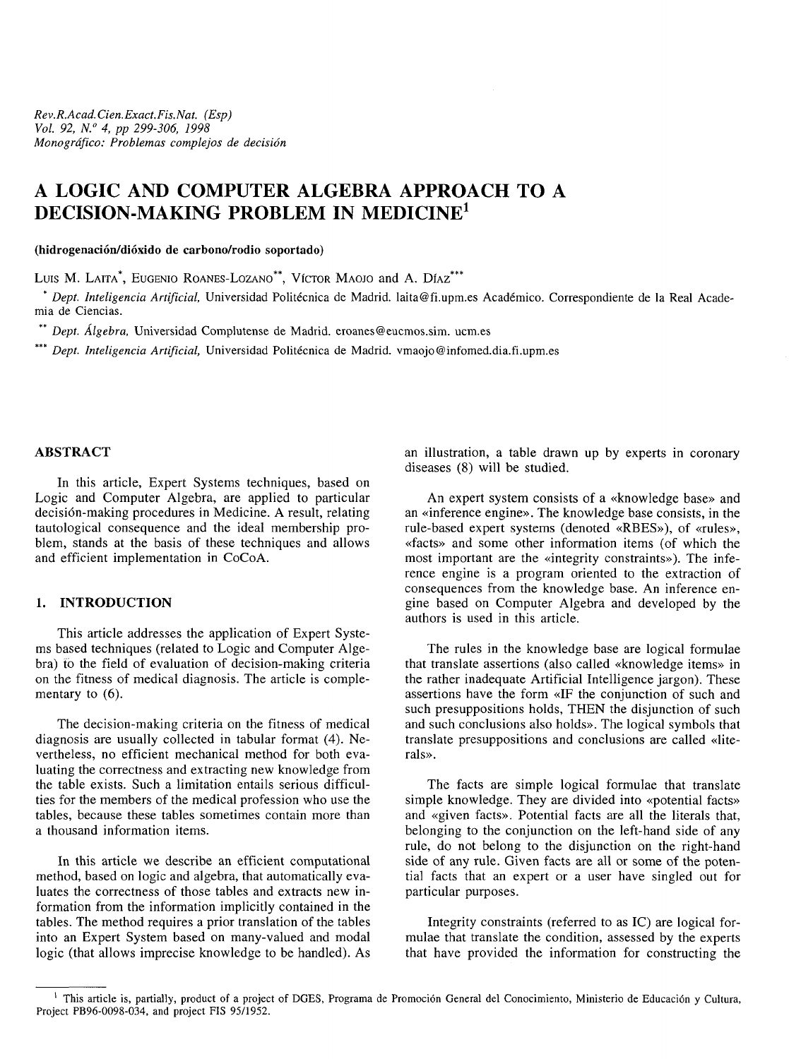*Rev.R.Acad.Cien.Exact.Fis.Nat. (Esp)*
*Vol. 92, N.º 4, pp 299-306, 1998*
*Monográfico: Problemas complejos de decisión*

# A LOGIC AND COMPUTER ALGEBRA APPROACH TO A DECISION-MAKING PROBLEM IN MEDICINE[1]

**(hidrogenación/dióxido de carbono/rodio soportado)**

LUIS M. LAITA[*], EUGENIO ROANES-LOZANO[**], VÍCTOR MAOJO and A. DÍAZ[***]

[*] *Dept. Inteligencia Artificial,* Universidad Politécnica de Madrid. laita@fi.upm.es Académico. Correspondiente de la Real Academia de Ciencias.

[**] *Dept. Álgebra,* Universidad Complutense de Madrid. eroanes@eucmos.sim. ucm.es

[***] *Dept. Inteligencia Artificial,* Universidad Politécnica de Madrid. vmaojo@infomed.dia.fi.upm.es

## ABSTRACT

In this article, Expert Systems techniques, based on Logic and Computer Algebra, are applied to particular decisión-making procedures in Medicine. A result, relating tautological consequence and the ideal membership problem, stands at the basis of these techniques and allows and efficient implementation in CoCoA.

## 1. INTRODUCTION

This article addresses the application of Expert Systems based techniques (related to Logic and Computer Algebra) to the field of evaluation of decision-making criteria on the fitness of medical diagnosis. The article is complementary to (6).

The decision-making criteria on the fitness of medical diagnosis are usually collected in tabular format (4). Nevertheless, no efficient mechanical method for both evaluating the correctness and extracting new knowledge from the table exists. Such a limitation entails serious difficulties for the members of the medical profession who use the tables, because these tables sometimes contain more than a thousand information items.

In this article we describe an efficient computational method, based on logic and algebra, that automatically evaluates the correctness of those tables and extracts new information from the information implicitly contained in the tables. The method requires a prior translation of the tables into an Expert System based on many-valued and modal logic (that allows imprecise knowledge to be handled). As an illustration, a table drawn up by experts in coronary diseases (8) will be studied.

An expert system consists of a «knowledge base» and an «inference engine». The knowledge base consists, in the rule-based expert systems (denoted «RBES»), of «rules», «facts» and some other information items (of which the most important are the «integrity constraints»). The inference engine is a program oriented to the extraction of consequences from the knowledge base. An inference engine based on Computer Algebra and developed by the authors is used in this article.

The rules in the knowledge base are logical formulae that translate assertions (also called «knowledge items» in the rather inadequate Artificial Intelligence jargon). These assertions have the form «IF the conjunction of such and such presuppositions holds, THEN the disjunction of such and such conclusions also holds». The logical symbols that translate presuppositions and conclusions are called «literals».

The facts are simple logical formulae that translate simple knowledge. They are divided into «potential facts» and «given facts». Potential facts are all the literals that, belonging to the conjunction on the left-hand side of any rule, do not belong to the disjunction on the right-hand side of any rule. Given facts are all or some of the potential facts that an expert or a user have singled out for particular purposes.

Integrity constraints (referred to as IC) are logical formulae that translate the condition, assessed by the experts that have provided the information for constructing the

[1] This article is, partially, product of a project of DGES, Programa de Promoción General del Conocimiento, Ministerio de Educación y Cultura, Project PB96-0098-034, and project FIS 95/1952.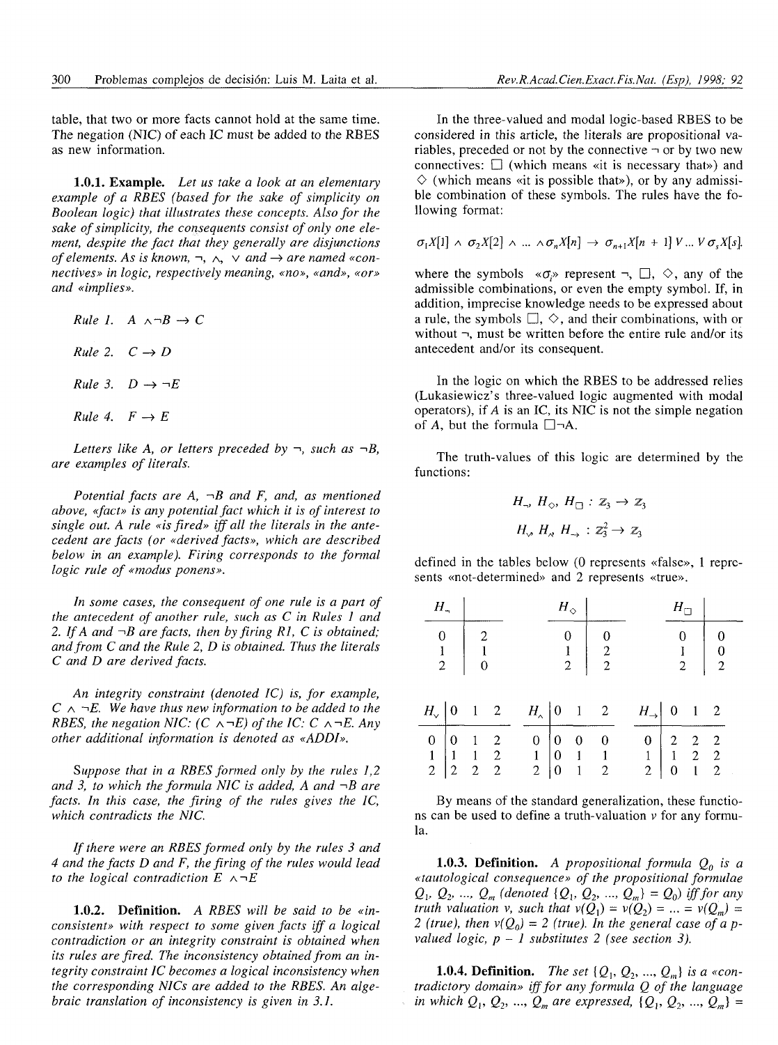table, that two or more facts cannot hold at the same time. The negation (NIC) of each IC must be added to the RBES as new information.

**1.0.1. Example.** *Let us take a look at an elementary example of a RBES (based for the sake of simplicity on Boolean logic) that illustrates these concepts. Also for the sake of simplicity, the consequents consist of only one element, despite the fact that they generally are disjunctions of elements. As is known, $\neg$, $\wedge$, $\vee$ and $\rightarrow$ are named «connectives» in logic, respectively meaning, «no», «and», «or» and «implies».*

*Rule 1.* $A \wedge \neg B \rightarrow C$

*Rule 2.* $C \rightarrow D$

*Rule 3.* $D \rightarrow \neg E$

*Rule 4.* $F \rightarrow E$

*Letters like A, or letters preceded by $\neg$, such as $\neg B$, are examples of literals.*

*Potential facts are A, $\neg B$ and F, and, as mentioned above, «fact» is any potential fact which it is of interest to single out. A rule «is fired» iff all the literals in the antecedent are facts (or «derived facts», which are described below in an example). Firing corresponds to the formal logic rule of «modus ponens».*

*In some cases, the consequent of one rule is a part of the antecedent of another rule, such as C in Rules 1 and 2. If A and $\neg B$ are facts, then by firing R1, C is obtained; and from C and the Rule 2, D is obtained. Thus the literals C and D are derived facts.*

*An integrity constraint (denoted IC) is, for example, $C \wedge \neg E$. We have thus new information to be added to the RBES, the negation NIC: $(C \wedge \neg E)$ of the IC: $C \wedge \neg E$. Any other additional information is denoted as «ADDI».*

*Suppose that in a RBES formed only by the rules 1,2 and 3, to which the formula NIC is added, A and $\neg B$ are facts. In this case, the firing of the rules gives the IC, which contradicts the NIC.*

*If there were an RBES formed only by the rules 3 and 4 and the facts D and F, the firing of the rules would lead to the logical contradiction $E \wedge \neg E$*

**1.0.2. Definition.** *A RBES will be said to be «inconsistent» with respect to some given facts iff a logical contradiction or an integrity constraint is obtained when its rules are fired. The inconsistency obtained from an integrity constraint IC becomes a logical inconsistency when the corresponding NICs are added to the RBES. An algebraic translation of inconsistency is given in 3.1.*

In the three-valued and modal logic-based RBES to be considered in this article, the literals are propositional variables, preceded or not by the connective $\neg$ or by two new connectives: $\Box$ (which means «it is necessary that») and $\Diamond$ (which means «it is possible that»), or by any admissible combination of these symbols. The rules have the following format:

$$\sigma_1 X[1] \wedge \sigma_2 X[2] \wedge \ldots \wedge \sigma_n X[n] \rightarrow \sigma_{n+1} X[n+1] \vee \ldots \vee \sigma_s X[s].$$

where the symbols «$\sigma_i$» represent $\neg$, $\Box$, $\Diamond$, any of the admissible combinations, or even the empty symbol. If, in addition, imprecise knowledge needs to be expressed about a rule, the symbols $\Box$, $\Diamond$, and their combinations, with or without $\neg$, must be written before the entire rule and/or its antecedent and/or its consequent.

In the logic on which the RBES to be addressed relies (Lukasiewicz's three-valued logic augmented with modal operators), if A is an IC, its NIC is not the simple negation of A, but the formula $\Box\neg A$.

The truth-values of this logic are determined by the functions:

$$H_{\neg},\ H_{\Diamond},\ H_{\Box} : \mathbb{Z}_3 \rightarrow \mathbb{Z}_3$$

$$H_{\vee},\ H_{\wedge},\ H_{\rightarrow} : \mathbb{Z}_3^2 \rightarrow \mathbb{Z}_3$$

defined in the tables below (0 represents «false», 1 represents «not-determined» and 2 represents «true».

| $H_{\neg}$ | |
|---|---|
| 0 | 2 |
| 1 | 1 |
| 2 | 0 |

| $H_{\Diamond}$ | |
|---|---|
| 0 | 0 |
| 1 | 2 |
| 2 | 2 |

| $H_{\Box}$ | |
|---|---|
| 0 | 0 |
| 1 | 0 |
| 2 | 2 |

| $H_{\vee}$ | 0 | 1 | 2 |
|---|---|---|---|
| 0 | 0 | 1 | 2 |
| 1 | 1 | 1 | 2 |
| 2 | 2 | 2 | 2 |

| $H_{\wedge}$ | 0 | 1 | 2 |
|---|---|---|---|
| 0 | 0 | 0 | 0 |
| 1 | 0 | 1 | 1 |
| 2 | 0 | 1 | 2 |

| $H_{\rightarrow}$ | 0 | 1 | 2 |
|---|---|---|---|
| 0 | 2 | 2 | 2 |
| 1 | 1 | 2 | 2 |
| 2 | 0 | 1 | 2 |

By means of the standard generalization, these functions can be used to define a truth-valuation $v$ for any formula.

**1.0.3. Definition.** *A propositional formula $Q_0$ is a «tautological consequence» of the propositional formulae $Q_1, Q_2, \ldots, Q_m$ (denoted $\{Q_1, Q_2, \ldots, Q_m\} \models Q_0$) iff for any truth valuation $v$, such that $v(Q_1) = v(Q_2) = \ldots = v(Q_m) = 2$ (true), then $v(Q_0) = 2$ (true). In the general case of a p-valued logic, p - 1 substitutes 2 (see section 3).*

**1.0.4. Definition.** *The set $\{Q_1, Q_2, \ldots, Q_m\}$ is a «contradictory domain» iff for any formula Q of the language in which $Q_1, Q_2, \ldots, Q_m$ are expressed, $\{Q_1, Q_2, \ldots, Q_m\}$ =*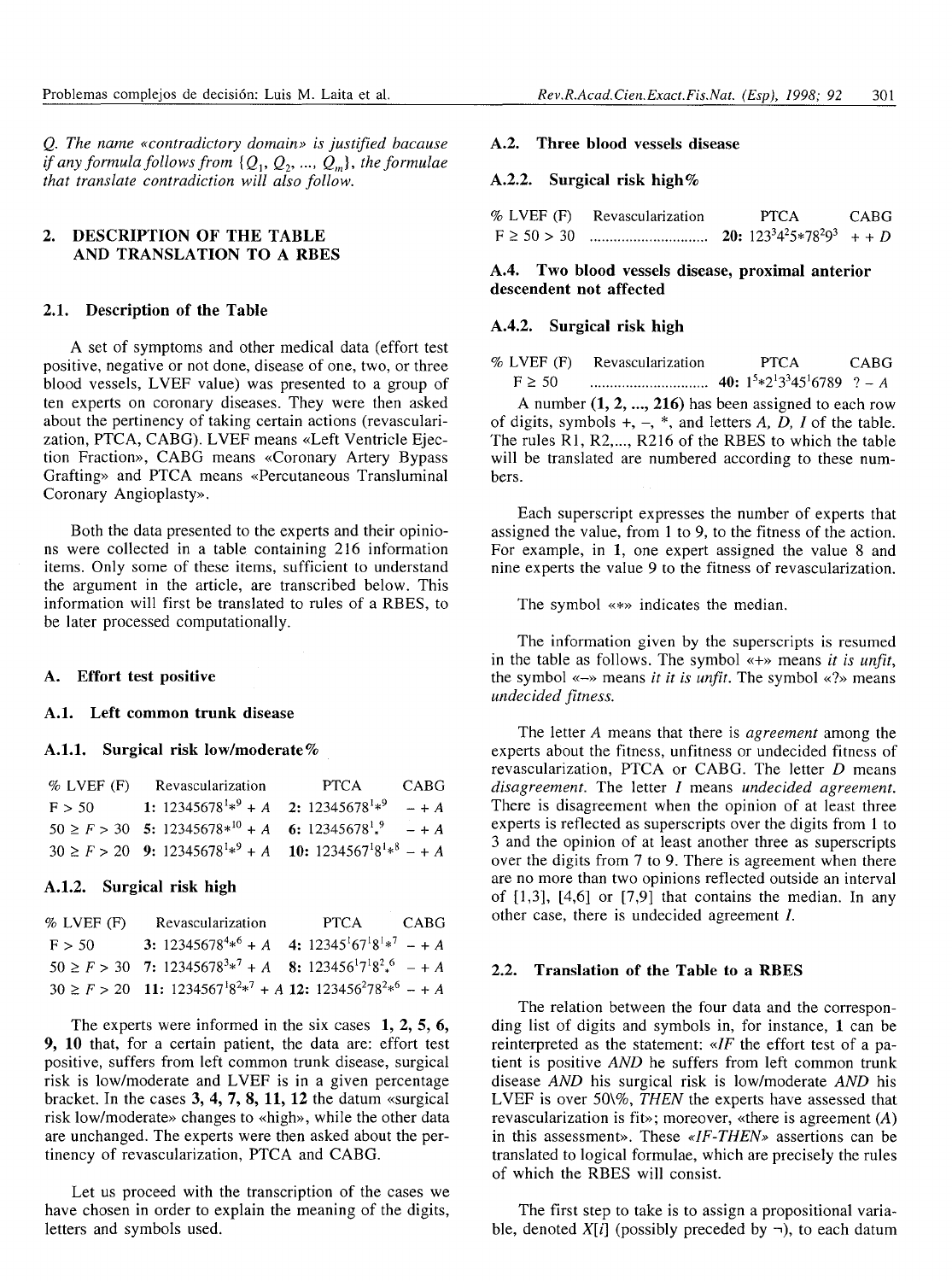*Q. The name «contradictory domain» is justified bacause if any formula follows from* $\{Q_1, Q_2, ..., Q_m\}$, *the formulae that translate contradiction will also follow.*

## 2. DESCRIPTION OF THE TABLE AND TRANSLATION TO A RBES

### 2.1. Description of the Table

A set of symptoms and other medical data (effort test positive, negative or not done, disease of one, two, or three blood vessels, LVEF value) was presented to a group of ten experts on coronary diseases. They were then asked about the pertinency of taking certain actions (revascularization, PTCA, CABG). LVEF means «Left Ventricle Ejection Fraction», CABG means «Coronary Artery Bypass Grafting» and PTCA means «Percutaneous Transluminal Coronary Angioplasty».

Both the data presented to the experts and their opinions were collected in a table containing 216 information items. Only some of these items, sufficient to understand the argument in the article, are transcribed below. This information will first be translated to rules of a RBES, to be later processed computationally.

#### A. Effort test positive

#### A.1. Left common trunk disease

#### A.1.1. Surgical risk low/moderate%

| % LVEF (F) | Revascularization | PTCA | CABG |
|---|---|---|---|
| F > 50 | **1:** $12345678^1*^9$ + A | **2:** $12345678^1*^9$ | − + A |
| 50 ≥ F > 30 | **5:** $1234567 8*^{10}$ + A | **6:** $12345678^1{}_*{}^9$ | − + A |
| 30 ≥ F > 20 | **9:** $12345678^1*^9$ + A | **10:** $1234567^18^1*^8$ | − + A |

#### A.1.2. Surgical risk high

| % LVEF (F) | Revascularization | PTCA | CABG |
|---|---|---|---|
| F > 50 | **3:** $12345678^4*^6$ + A | **4:** $12345^167^18^1*^7$ | − + A |
| 50 ≥ F > 30 | **7:** $12345678^3*^7$ + A | **8:** $123456^17^18^2{}_*{}^6$ | − + A |
| 30 ≥ F > 20 | **11:** $1234567^18^2*^7$ + A | **12:** $123456^278^2*^6$ | − + A |

The experts were informed in the six cases **1, 2, 5, 6, 9, 10** that, for a certain patient, the data are: effort test positive, suffers from left common trunk disease, surgical risk is low/moderate and LVEF is in a given percentage bracket. In the cases **3, 4, 7, 8, 11, 12** the datum «surgical risk low/moderate» changes to «high», while the other data are unchanged. The experts were then asked about the pertinency of revascularization, PTCA and CABG.

Let us proceed with the transcription of the cases we have chosen in order to explain the meaning of the digits, letters and symbols used.

#### A.2. Three blood vessels disease

#### A.2.2. Surgical risk high%

| % LVEF (F) | Revascularization | PTCA | CABG |
|---|---|---|---|
| F ≥ 50 > 30 | ............................. | **20:** $123^34^25*78^29^3$ | + + D |

#### A.4. Two blood vessels disease, proximal anterior descendent not affected

#### A.4.2. Surgical risk high

| % LVEF (F) | Revascularization | PTCA | CABG |
|---|---|---|---|
| F ≥ 50 | ............................. | **40:** $1^5*2^13^34 5^16789$ | ? − A |

A number **(1, 2, ..., 216)** has been assigned to each row of digits, symbols +, −, *, and letters *A, D, I* of the table. The rules R1, R2,..., R216 of the RBES to which the table will be translated are numbered according to these numbers.

Each superscript expresses the number of experts that assigned the value, from 1 to 9, to the fitness of the action. For example, in **1**, one expert assigned the value 8 and nine experts the value 9 to the fitness of revascularization.

The symbol «*» indicates the median.

The information given by the superscripts is resumed in the table as follows. The symbol «+» means *it is unfit*, the symbol «−» means *it it is unfit*. The symbol «?» means *undecided fitness.*

The letter *A* means that there is *agreement* among the experts about the fitness, unfitness or undecided fitness of revascularization, PTCA or CABG. The letter *D* means *disagreement*. The letter *I* means *undecided agreement*. There is disagreement when the opinion of at least three experts is reflected as superscripts over the digits from 1 to 3 and the opinion of at least another three as superscripts over the digits from 7 to 9. There is agreement when there are no more than two opinions reflected outside an interval of [1,3], [4,6] or [7,9] that contains the median. In any other case, there is undecided agreement *I*.

### 2.2. Translation of the Table to a RBES

The relation between the four data and the corresponding list of digits and symbols in, for instance, **1** can be reinterpreted as the statement: «*IF* the effort test of a patient is positive *AND* he suffers from left common trunk disease *AND* his surgical risk is low/moderate *AND* his LVEF is over 50\%, *THEN* the experts have assessed that revascularization is fit»; moreover, «there is agreement (*A*) in this assessment». These *«IF-THEN»* assertions can be translated to logical formulae, which are precisely the rules of which the RBES will consist.

The first step to take is to assign a propositional variable, denoted $X[i]$ (possibly preceded by ¬), to each datum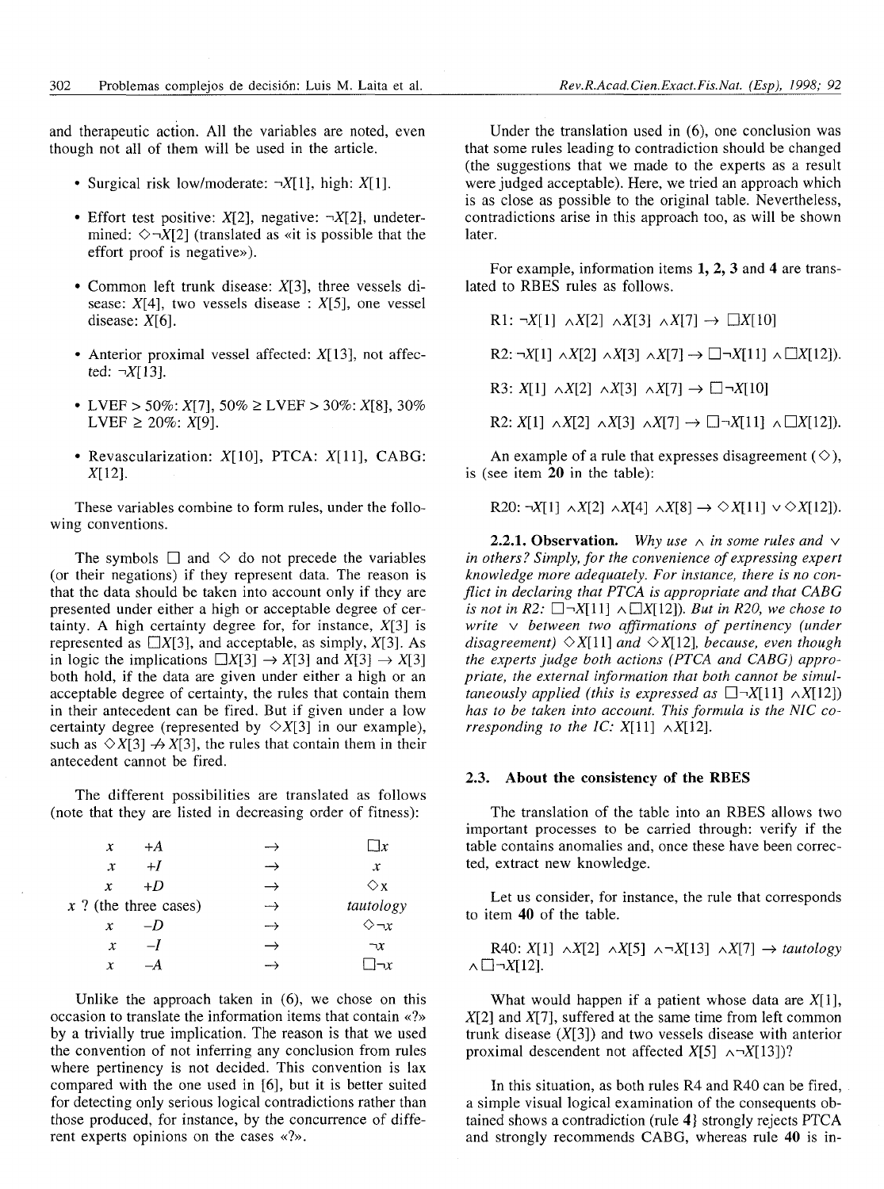and therapeutic action. All the variables are noted, even though not all of them will be used in the article.

- Surgical risk low/moderate: $\neg X[1]$, high: $X[1]$.
- Effort test positive: $X[2]$, negative: $\neg X[2]$, undetermined: $\Diamond\neg X[2]$ (translated as «it is possible that the effort proof is negative»).
- Common left trunk disease: $X[3]$, three vessels disease: $X[4]$, two vessels disease : $X[5]$, one vessel disease: $X[6]$.
- Anterior proximal vessel affected: $X[13]$, not affected: $\neg X[13]$.
- LVEF > 50%: $X[7]$, 50% $\geq$ LVEF > 30%: $X[8]$, 30% LVEF $\geq$ 20%: $X[9]$.
- Revascularization: $X[10]$, PTCA: $X[11]$, CABG: $X[12]$.

These variables combine to form rules, under the following conventions.

The symbols $\Box$ and $\Diamond$ do not precede the variables (or their negations) if they represent data. The reason is that the data should be taken into account only if they are presented under either a high or acceptable degree of certainty. A high certainty degree for, for instance, $X[3]$ is represented as $\Box X[3]$, and acceptable, as simply, $X[3]$. As in logic the implications $\Box X[3] \rightarrow X[3]$ and $X[3] \rightarrow X[3]$ both hold, if the data are given under either a high or an acceptable degree of certainty, the rules that contain them in their antecedent can be fired. But if given under a low certainty degree (represented by $\Diamond X[3]$ in our example), such as $\Diamond X[3] \not\rightarrow X[3]$, the rules that contain them in their antecedent cannot be fired.

The different possibilities are translated as follows (note that they are listed in decreasing order of fitness):

| | | |
|---|---|---|
| $x$ $+A$ | $\rightarrow$ | $\Box x$ |
| $x$ $+I$ | $\rightarrow$ | $x$ |
| $x$ $+D$ | $\rightarrow$ | $\Diamond x$ |
| $x$ ? (the three cases) | $\rightarrow$ | *tautology* |
| $x$ $-D$ | $\rightarrow$ | $\Diamond\neg x$ |
| $x$ $-I$ | $\rightarrow$ | $\neg x$ |
| $x$ $-A$ | $\rightarrow$ | $\Box\neg x$ |

Unlike the approach taken in (6), we chose on this occasion to translate the information items that contain «?» by a trivially true implication. The reason is that we used the convention of not inferring any conclusion from rules where pertinency is not decided. This convention is lax compared with the one used in [6], but it is better suited for detecting only serious logical contradictions rather than those produced, for instance, by the concurrence of different experts opinions on the cases «?».

Under the translation used in (6), one conclusion was that some rules leading to contradiction should be changed (the suggestions that we made to the experts as a result were judged acceptable). Here, we tried an approach which is as close as possible to the original table. Nevertheless, contradictions arise in this approach too, as will be shown later.

For example, information items **1, 2, 3** and **4** are translated to RBES rules as follows.

R1: $\neg X[1] \wedge X[2] \wedge X[3] \wedge X[7] \rightarrow \Box X[10]$

R2: $\neg X[1] \wedge X[2] \wedge X[3] \wedge X[7] \rightarrow \Box\neg X[11] \wedge \Box X[12])$.

R3: $X[1] \wedge X[2] \wedge X[3] \wedge X[7] \rightarrow \Box\neg X[10]$

R2: $X[1] \wedge X[2] \wedge X[3] \wedge X[7] \rightarrow \Box\neg X[11] \wedge \Box X[12])$.

An example of a rule that expresses disagreement ($\Diamond$), is (see item **20** in the table):

R20: $\neg X[1] \wedge X[2] \wedge X[4] \wedge X[8] \rightarrow \Diamond X[11] \vee \Diamond X[12])$.

**2.2.1. Observation.** *Why use $\wedge$ in some rules and $\vee$ in others? Simply, for the convenience of expressing expert knowledge more adequately. For instance, there is no conflict in declaring that PTCA is appropriate and that CABG is not in R2: $\Box\neg X[11] \wedge \Box X[12]$). But in R20, we chose to write $\vee$ between two affirmations of pertinency (under disagreement) $\Diamond X[11]$ and $\Diamond X[12]$, because, even though the experts judge both actions (PTCA and CABG) appropriate, the external information that both cannot be simultaneously applied (this is expressed as $\Box\neg X[11] \wedge X[12]$) has to be taken into account. This formula is the NIC corresponding to the IC: $X[11] \wedge X[12]$.*

### 2.3. About the consistency of the RBES

The translation of the table into an RBES allows two important processes to be carried through: verify if the table contains anomalies and, once these have been corrected, extract new knowledge.

Let us consider, for instance, the rule that corresponds to item **40** of the table.

R40: $X[1] \wedge X[2] \wedge X[5] \wedge \neg X[13] \wedge X[7] \rightarrow$ *tautology* $\wedge \Box\neg X[12]$.

What would happen if a patient whose data are $X[1]$, $X[2]$ and $X[7]$, suffered at the same time from left common trunk disease ($X[3]$) and two vessels disease with anterior proximal descendent not affected $X[5] \wedge \neg X[13]$)?

In this situation, as both rules R4 and R40 can be fired, a simple visual logical examination of the consequents obtained shows a contradiction (rule **4**} strongly rejects PTCA and strongly recommends CABG, whereas rule **40** is in-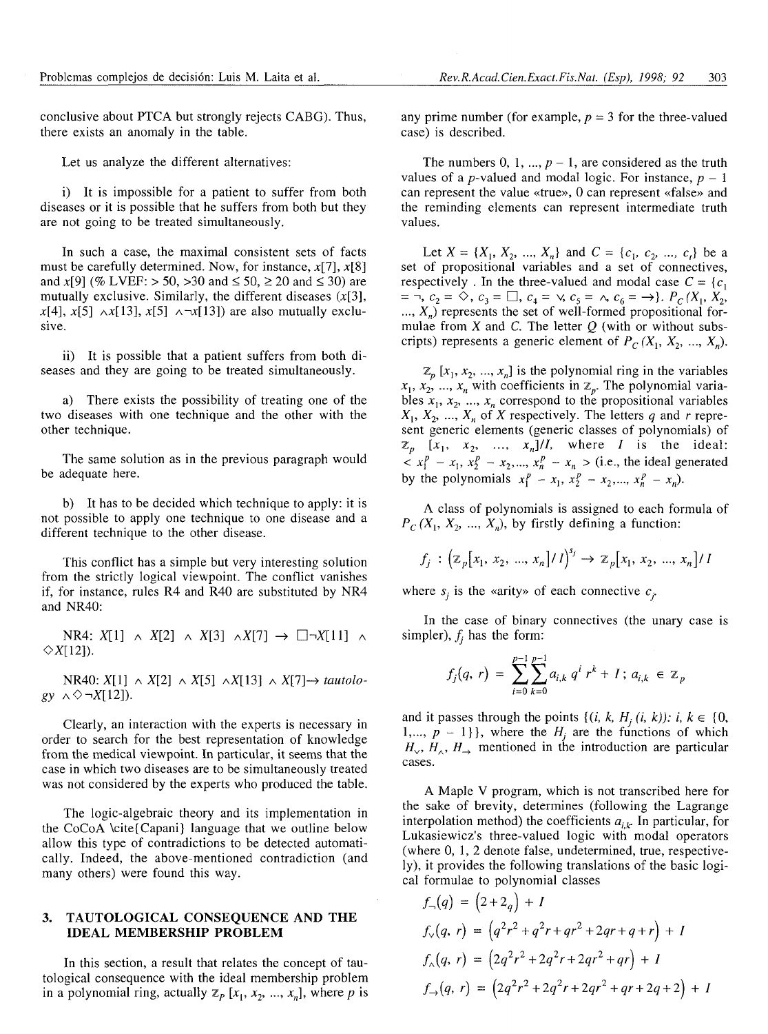conclusive about PTCA but strongly rejects CABG). Thus, there exists an anomaly in the table.

Let us analyze the different alternatives:

i) It is impossible for a patient to suffer from both diseases or it is possible that he suffers from both but they are not going to be treated simultaneously.

In such a case, the maximal consistent sets of facts must be carefully determined. Now, for instance, x[7], x[8] and x[9] (% LVEF: > 50, >30 and ≤ 50, ≥ 20 and ≤ 30) are mutually exclusive. Similarly, the different diseases (x[3], x[4], x[5] ∧x[13], x[5] ∧¬x[13]) are also mutually exclusive.

ii) It is possible that a patient suffers from both diseases and they are going to be treated simultaneously.

a) There exists the possibility of treating one of the two diseases with one technique and the other with the other technique.

The same solution as in the previous paragraph would be adequate here.

b) It has to be decided which technique to apply: it is not possible to apply one technique to one disease and a different technique to the other disease.

This conflict has a simple but very interesting solution from the strictly logical viewpoint. The conflict vanishes if, for instance, rules R4 and R40 are substituted by NR4 and NR40:

NR4: X[1] ∧ X[2] ∧ X[3] ∧X[7] → □¬X[11] ∧ ◇X[12]).

NR40: X[1] ∧ X[2] ∧ X[5] ∧X[13] ∧ X[7]→ *tautology* ∧◇¬X[12]).

Clearly, an interaction with the experts is necessary in order to search for the best representation of knowledge from the medical viewpoint. In particular, it seems that the case in which two diseases are to be simultaneously treated was not considered by the experts who produced the table.

The logic-algebraic theory and its implementation in the CoCoA \cite{Capani} language that we outline below allow this type of contradictions to be detected automatically. Indeed, the above-mentioned contradiction (and many others) were found this way.

## 3. TAUTOLOGICAL CONSEQUENCE AND THE IDEAL MEMBERSHIP PROBLEM

In this section, a result that relates the concept of tautological consequence with the ideal membership problem in a polynomial ring, actually $\mathbb{Z}_p[x_1, x_2, ..., x_n]$, where $p$ is any prime number (for example, $p = 3$ for the three-valued case) is described.

The numbers $0, 1, ..., p-1$, are considered as the truth values of a $p$-valued and modal logic. For instance, $p-1$ can represent the value «true», 0 can represent «false» and the reminding elements can represent intermediate truth values.

Let $X = \{X_1, X_2, ..., X_n\}$ and $C = \{c_1, c_2, ..., c_t\}$ be a set of propositional variables and a set of connectives, respectively . In the three-valued and modal case $C = \{c_1 = \neg, c_2 = \Diamond, c_3 = \Box, c_4 = \vee, c_5 = \wedge, c_6 = \rightarrow\}$. $P_C(X_1, X_2, ..., X_n)$ represents the set of well-formed propositional formulae from $X$ and $C$. The letter $Q$ (with or without subscripts) represents a generic element of $P_C(X_1, X_2, ..., X_n)$.

$\mathbb{Z}_p[x_1, x_2, ..., x_n]$ is the polynomial ring in the variables $x_1, x_2, ..., x_n$ with coefficients in $\mathbb{Z}_p$. The polynomial variables $x_1, x_2, ..., x_n$ correspond to the propositional variables $X_1, X_2, ..., X_n$ of $X$ respectively. The letters $q$ and $r$ represent generic elements (generic classes of polynomials) of $\mathbb{Z}_p[x_1, x_2, ..., x_n]/I$, where $I$ is the ideal: $< x_1^p - x_1, x_2^p - x_2, ..., x_n^p - x_n >$ (i.e., the ideal generated by the polynomials $x_1^p - x_1, x_2^p - x_2, ..., x_n^p - x_n$).

A class of polynomials is assigned to each formula of $P_C(X_1, X_2, ..., X_n)$, by firstly defining a function:

$$f_j : \left(\mathbb{Z}_p[x_1, x_2, ..., x_n]/I\right)^{s_j} \rightarrow \mathbb{Z}_p[x_1, x_2, ..., x_n]/I$$

where $s_j$ is the «arity» of each connective $c_j$.

In the case of binary connectives (the unary case is simpler), $f_j$ has the form:

$$f_j(q, r) = \sum_{i=0}^{p-1}\sum_{k=0}^{p-1} a_{i,k}\, q^i r^k + I \,;\; a_{i,k} \in \mathbb{Z}_p$$

and it passes through the points $\{(i, k, H_j(i, k)): i, k \in \{0, 1, ..., p-1\}\}$, where the $H_j$ are the functions of which $H_\vee$, $H_\wedge$, $H_\rightarrow$ mentioned in the introduction are particular cases.

A Maple V program, which is not transcribed here for the sake of brevity, determines (following the Lagrange interpolation method) the coefficients $a_{i,k}$. In particular, for Lukasiewicz's three-valued logic with modal operators (where 0, 1, 2 denote false, undetermined, true, respectively), it provides the following translations of the basic logical formulae to polynomial classes

$$f_\neg(q) = (2 + 2_q) + I$$

$$f_\vee(q, r) = \left(q^2r^2 + q^2r + qr^2 + 2qr + q + r\right) + I$$

$$f_\wedge(q, r) = \left(2q^2r^2 + 2q^2r + 2qr^2 + qr\right) + I$$

$$f_\rightarrow(q, r) = \left(2q^2r^2 + 2q^2r + 2qr^2 + qr + 2q + 2\right) + I$$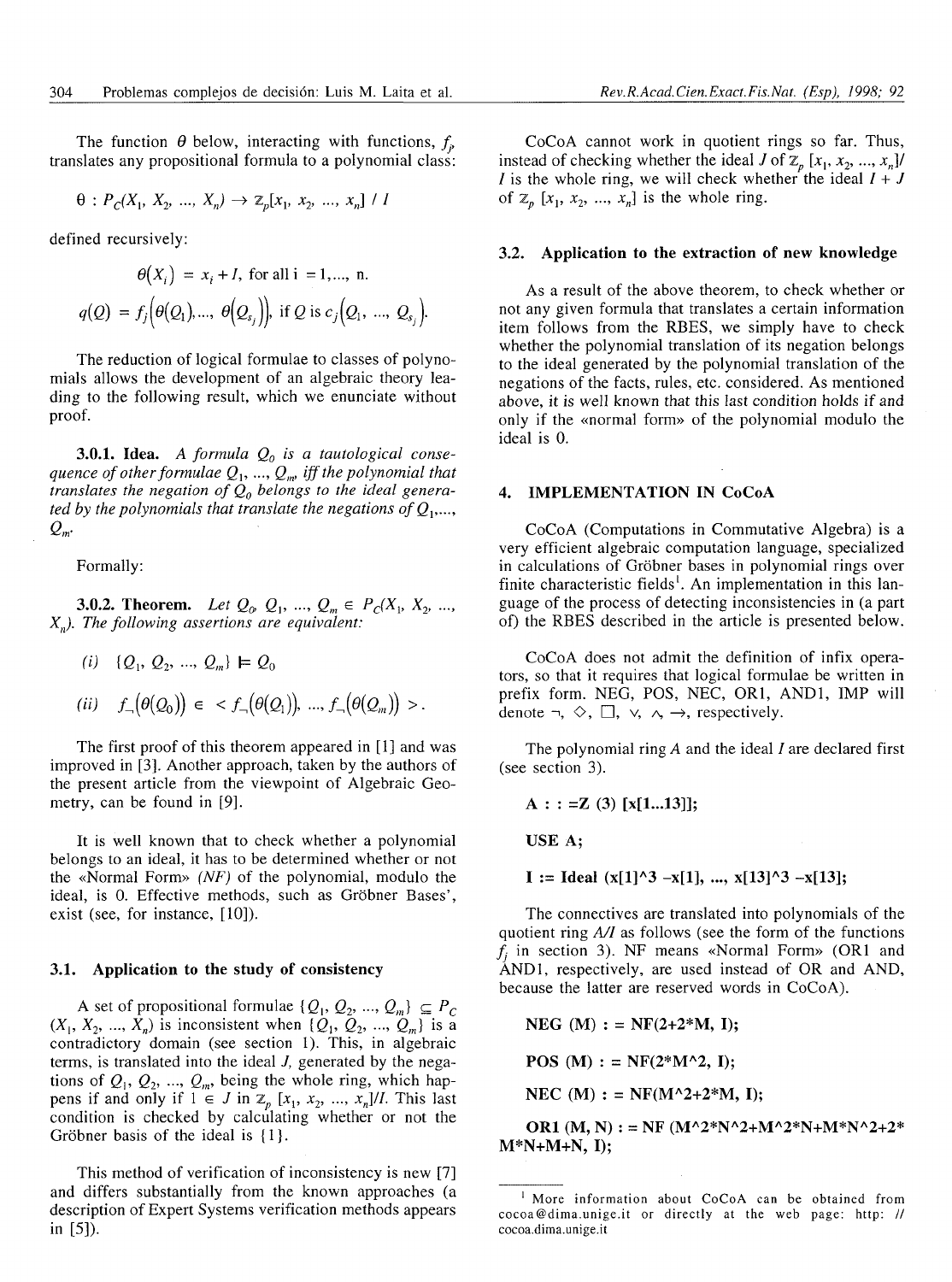The function $\theta$ below, interacting with functions, $f_j$, translates any propositional formula to a polynomial class:

$$\theta : P_C(X_1, X_2, ..., X_n) \to \mathbb{Z}_p[x_1, x_2, ..., x_n] \,/\, I$$

defined recursively:

$$\theta(X_i) = x_i + I, \text{ for all i } = 1,..., \text{n}.$$

$$q(Q) = f_j\left(\theta(Q_1),..., \theta\left(Q_{s_j}\right)\right), \text{ if } Q \text{ is } c_j\left(Q_1, ..., Q_{s_j}\right).$$

The reduction of logical formulae to classes of polynomials allows the development of an algebraic theory leading to the following result, which we enunciate without proof.

**3.0.1. Idea.** *A formula $Q_0$ is a tautological consequence of other formulae $Q_1$, ..., $Q_m$, iff the polynomial that translates the negation of $Q_0$ belongs to the ideal generated by the polynomials that translate the negations of $Q_1$,..., $Q_m$.*

Formally:

**3.0.2. Theorem.** *Let $Q_0$, $Q_1$, ..., $Q_m \in P_C(X_1, X_2, ..., X_n)$. The following assertions are equivalent:*

(i) $\{Q_1, Q_2, ..., Q_m\} \models Q_0$

(ii) $f_\neg(\theta(Q_0)) \in \; < f_\neg(\theta(Q_1)), ..., f_\neg(\theta(Q_m)) >$.

The first proof of this theorem appeared in [1] and was improved in [3]. Another approach, taken by the authors of the present article from the viewpoint of Algebraic Geometry, can be found in [9].

It is well known that to check whether a polynomial belongs to an ideal, it has to be determined whether or not the «Normal Form» *(NF)* of the polynomial, modulo the ideal, is 0. Effective methods, such as Gröbner Bases', exist (see, for instance, [10]).

### 3.1. Application to the study of consistency

A set of propositional formulae $\{Q_1, Q_2, ..., Q_m\} \subseteq P_C(X_1, X_2, ..., X_n)$ is inconsistent when $\{Q_1, Q_2, ..., Q_m\}$ is a contradictory domain (see section 1). This, in algebraic terms, is translated into the ideal $J$, generated by the negations of $Q_1, Q_2, ..., Q_m$, being the whole ring, which happens if and only if $1 \in J$ in $\mathbb{Z}_p[x_1, x_2, ..., x_n]/I$. This last condition is checked by calculating whether or not the Gröbner basis of the ideal is $\{1\}$.

This method of verification of inconsistency is new [7] and differs substantially from the known approaches (a description of Expert Systems verification methods appears in [5]).

CoCoA cannot work in quotient rings so far. Thus, instead of checking whether the ideal $J$ of $\mathbb{Z}_p[x_1, x_2, ..., x_n]/I$ is the whole ring, we will check whether the ideal $I + J$ of $\mathbb{Z}_p[x_1, x_2, ..., x_n]$ is the whole ring.

### 3.2. Application to the extraction of new knowledge

As a result of the above theorem, to check whether or not any given formula that translates a certain information item follows from the RBES, we simply have to check whether the polynomial translation of its negation belongs to the ideal generated by the polynomial translation of the negations of the facts, rules, etc. considered. As mentioned above, it is well known that this last condition holds if and only if the «normal form» of the polynomial modulo the ideal is 0.

## 4. IMPLEMENTATION IN CoCoA

CoCoA (Computations in Commutative Algebra) is a very efficient algebraic computation language, specialized in calculations of Gröbner bases in polynomial rings over finite characteristic fields[1]. An implementation in this language of the process of detecting inconsistencies in (a part of) the RBES described in the article is presented below.

CoCoA does not admit the definition of infix operators, so that it requires that logical formulae be written in prefix form. NEG, POS, NEC, OR1, AND1, IMP will denote $\neg$, $\Diamond$, $\Box$, $\vee$, $\wedge$, $\to$, respectively.

The polynomial ring $A$ and the ideal $I$ are declared first (see section 3).

```
A : : =Z (3) [x[1...13]];

USE A;

I := Ideal (x[1]^3 -x[1], ..., x[13]^3 -x[13];
```

The connectives are translated into polynomials of the quotient ring $A/I$ as follows (see the form of the functions $f_j$ in section 3). NF means «Normal Form» (OR1 and AND1, respectively, are used instead of OR and AND, because the latter are reserved words in CoCoA).

```
NEG (M) : = NF(2+2*M, I);

POS (M) : = NF(2*M^2, I);

NEC (M) : = NF(M^2+2*M, I);

OR1 (M, N) : = NF (M^2*N^2+M^2*N+M*N^2+2*M*N+M+N, I);
```

[1] More information about CoCoA can be obtained from cocoa@dima.unige.it or directly at the web page: http: // cocoa.dima.unige.it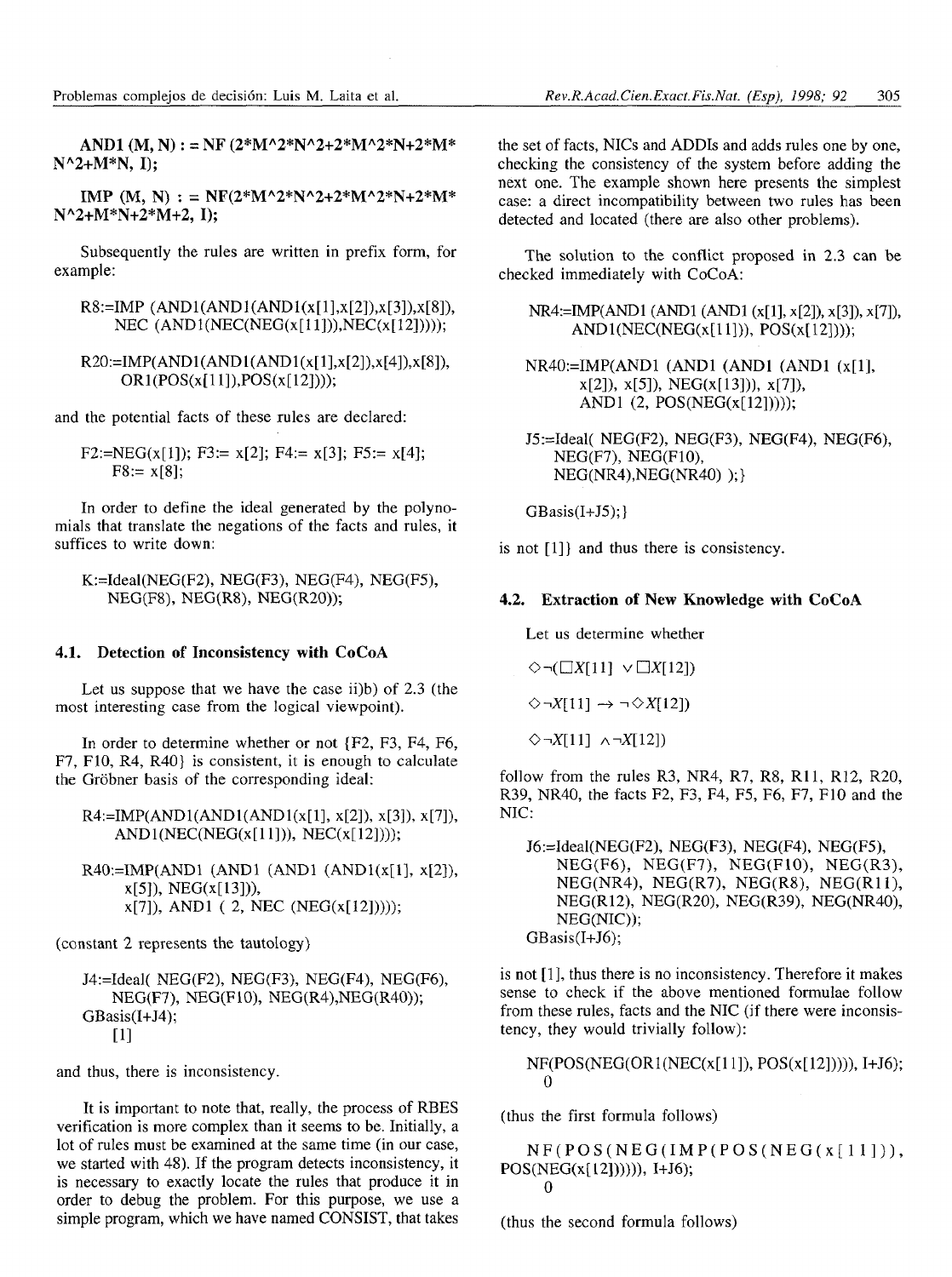AND1 (M, N) : = NF (2\*M^2\*N^2+2\*M^2\*N+2\*M\*N^2+M\*N, I);

IMP (M, N) : = NF(2\*M^2\*N^2+2\*M^2\*N+2\*M\*N^2+M\*N+2\*M+2, I);

Subsequently the rules are written in prefix form, for example:

```
R8:=IMP (AND1(AND1(AND1(x[1],x[2]),x[3]),x[8]),
    NEC (AND1(NEC(NEG(x[11])),NEC(x[12]))));

R20:=IMP(AND1(AND1(AND1(x[1],x[2]),x[4]),x[8]),
    OR1(POS(x[11]),POS(x[12])));
```

and the potential facts of these rules are declared:

```
F2:=NEG(x[1]); F3:= x[2]; F4:= x[3]; F5:= x[4];
    F8:= x[8];
```

In order to define the ideal generated by the polynomials that translate the negations of the facts and rules, it suffices to write down:

```
K:=Ideal(NEG(F2), NEG(F3), NEG(F4), NEG(F5),
    NEG(F8), NEG(R8), NEG(R20));
```

### 4.1. Detection of Inconsistency with CoCoA

Let us suppose that we have the case ii)b) of 2.3 (the most interesting case from the logical viewpoint).

In order to determine whether or not {F2, F3, F4, F6, F7, F10, R4, R40} is consistent, it is enough to calculate the Gröbner basis of the corresponding ideal:

```
R4:=IMP(AND1(AND1(AND1(x[1], x[2]), x[3]), x[7]),
    AND1(NEC(NEG(x[11])), NEC(x[12]))));

R40:=IMP(AND1 (AND1 (AND1 (AND1(x[1], x[2]),
    x[5]), NEG(x[13])),
    x[7]), AND1 ( 2, NEC (NEG(x[12]))));
```

(constant 2 represents the tautology)

```
J4:=Ideal( NEG(F2), NEG(F3), NEG(F4), NEG(F6),
    NEG(F7), NEG(F10), NEG(R4),NEG(R40));
GBasis(I+J4);
    [1]
```

and thus, there is inconsistency.

It is important to note that, really, the process of RBES verification is more complex than it seems to be. Initially, a lot of rules must be examined at the same time (in our case, we started with 48). If the program detects inconsistency, it is necessary to exactly locate the rules that produce it in order to debug the problem. For this purpose, we use a simple program, which we have named CONSIST, that takes the set of facts, NICs and ADDIs and adds rules one by one, checking the consistency of the system before adding the next one. The example shown here presents the simplest case: a direct incompatibility between two rules has been detected and located (there are also other problems).

The solution to the conflict proposed in 2.3 can be checked immediately with CoCoA:

```
NR4:=IMP(AND1 (AND1 (AND1 (x[1], x[2]), x[3]), x[7]),
    AND1(NEC(NEG(x[11])), POS(x[12])));

NR40:=IMP(AND1 (AND1 (AND1 (AND1 (x[1],
    x[2]), x[5]), NEG(x[13])), x[7]),
    AND1 (2, POS(NEG(x[12]))));

J5:=Ideal( NEG(F2), NEG(F3), NEG(F4), NEG(F6),
    NEG(F7), NEG(F10),
    NEG(NR4),NEG(NR40) );}

GBasis(I+J5);}
```

is not [1]} and thus there is consistency.

### 4.2. Extraction of New Knowledge with CoCoA

Let us determine whether

$\Diamond\neg(\Box X[11] \vee \Box X[12])$

$\Diamond\neg X[11] \rightarrow \neg\Diamond X[12])$

$\Diamond\neg X[11] \wedge \neg X[12])$

follow from the rules R3, NR4, R7, R8, R11, R12, R20, R39, NR40, the facts F2, F3, F4, F5, F6, F7, F10 and the NIC:

```
J6:=Ideal(NEG(F2), NEG(F3), NEG(F4), NEG(F5),
    NEG(F6), NEG(F7), NEG(F10), NEG(R3),
    NEG(NR4), NEG(R7), NEG(R8), NEG(R11),
    NEG(R12), NEG(R20), NEG(R39), NEG(NR40),
    NEG(NIC));
GBasis(I+J6);
```

is not [1], thus there is no inconsistency. Therefore it makes sense to check if the above mentioned formulae follow from these rules, facts and the NIC (if there were inconsistency, they would trivially follow):

```
NF(POS(NEG(OR1(NEC(x[11]), POS(x[12])))), I+J6);
    0
```

(thus the first formula follows)

```
NF(POS(NEG(IMP(POS(NEG(x[11])),
POS(NEG(x[12]))))), I+J6);
    0
```

(thus the second formula follows)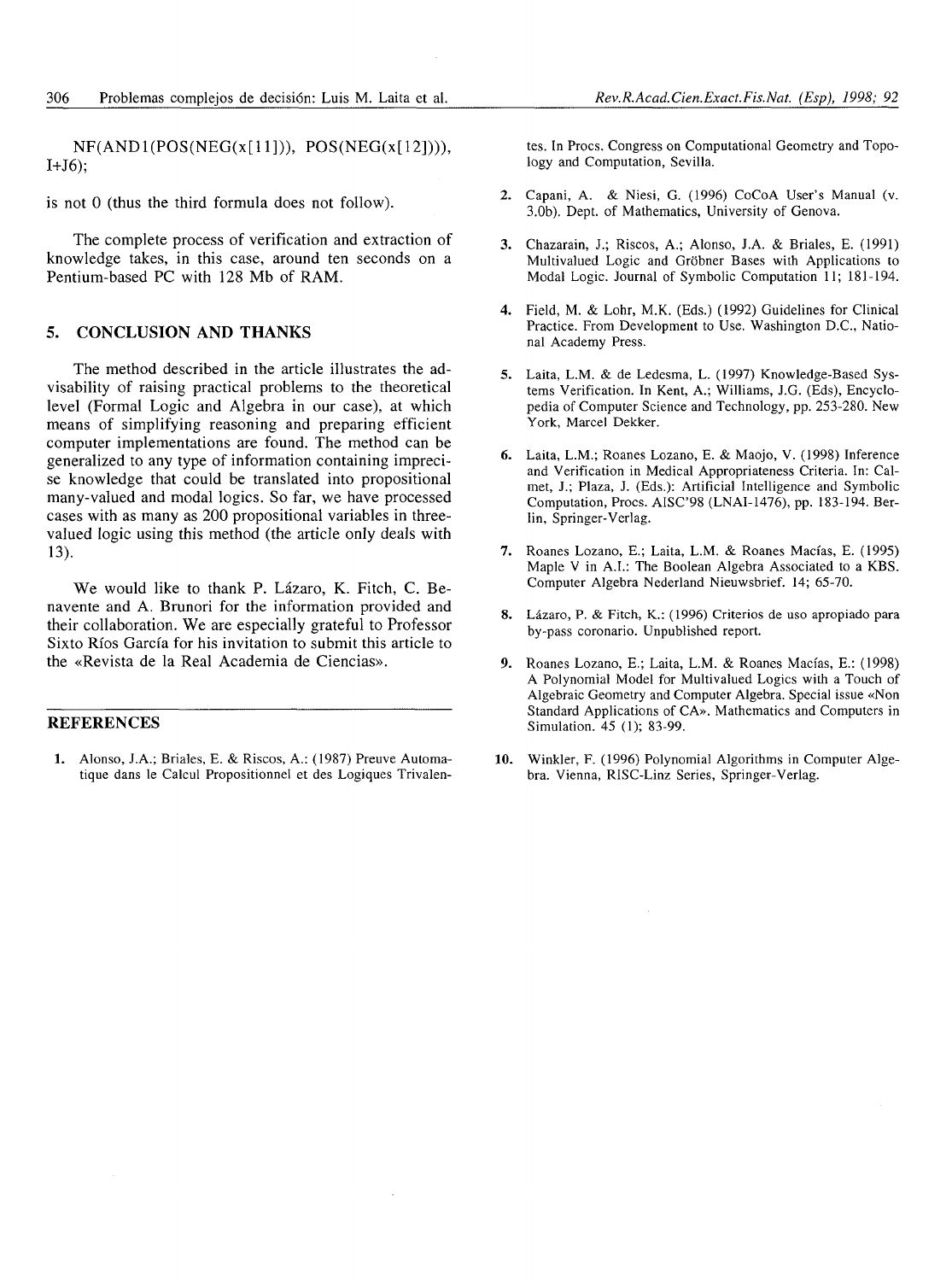NF(AND1(POS(NEG(x[11])), POS(NEG(x[12]))), I+J6);

is not 0 (thus the third formula does not follow).

The complete process of verification and extraction of knowledge takes, in this case, around ten seconds on a Pentium-based PC with 128 Mb of RAM.

## 5. CONCLUSION AND THANKS

The method described in the article illustrates the advisability of raising practical problems to the theoretical level (Formal Logic and Algebra in our case), at which means of simplifying reasoning and preparing efficient computer implementations are found. The method can be generalized to any type of information containing imprecise knowledge that could be translated into propositional many-valued and modal logics. So far, we have processed cases with as many as 200 propositional variables in three-valued logic using this method (the article only deals with 13).

We would like to thank P. Lázaro, K. Fitch, C. Benavente and A. Brunori for the information provided and their collaboration. We are especially grateful to Professor Sixto Ríos García for his invitation to submit this article to the «Revista de la Real Academia de Ciencias».

## REFERENCES

1. Alonso, J.A.; Briales, E. & Riscos, A.: (1987) Preuve Automatique dans le Calcul Propositionnel et des Logiques Trivalentes. In Procs. Congress on Computational Geometry and Topology and Computation, Sevilla.
2. Capani, A. & Niesi, G. (1996) CoCoA User's Manual (v. 3.0b). Dept. of Mathematics, University of Genova.
3. Chazarain, J.; Riscos, A.; Alonso, J.A. & Briales, E. (1991) Multivalued Logic and Gröbner Bases with Applications to Modal Logic. Journal of Symbolic Computation 11; 181-194.
4. Field, M. & Lohr, M.K. (Eds.) (1992) Guidelines for Clinical Practice. From Development to Use. Washington D.C., National Academy Press.
5. Laita, L.M. & de Ledesma, L. (1997) Knowledge-Based Systems Verification. In Kent, A.; Williams, J.G. (Eds), Encyclopedia of Computer Science and Technology, pp. 253-280. New York, Marcel Dekker.
6. Laita, L.M.; Roanes Lozano, E. & Maojo, V. (1998) Inference and Verification in Medical Appropriateness Criteria. In: Calmet, J.; Plaza, J. (Eds.): Artificial Intelligence and Symbolic Computation, Procs. AISC'98 (LNAI-1476), pp. 183-194. Berlin, Springer-Verlag.
7. Roanes Lozano, E.; Laita, L.M. & Roanes Macías, E. (1995) Maple V in A.I.: The Boolean Algebra Associated to a KBS. Computer Algebra Nederland Nieuwsbrief. 14; 65-70.
8. Lázaro, P. & Fitch, K.: (1996) Criterios de uso apropiado para by-pass coronario. Unpublished report.
9. Roanes Lozano, E.; Laita, L.M. & Roanes Macías, E.: (1998) A Polynomial Model for Multivalued Logics with a Touch of Algebraic Geometry and Computer Algebra. Special issue «Non Standard Applications of CA». Mathematics and Computers in Simulation. 45 (1); 83-99.
10. Winkler, F. (1996) Polynomial Algorithms in Computer Algebra. Vienna, RISC-Linz Series, Springer-Verlag.